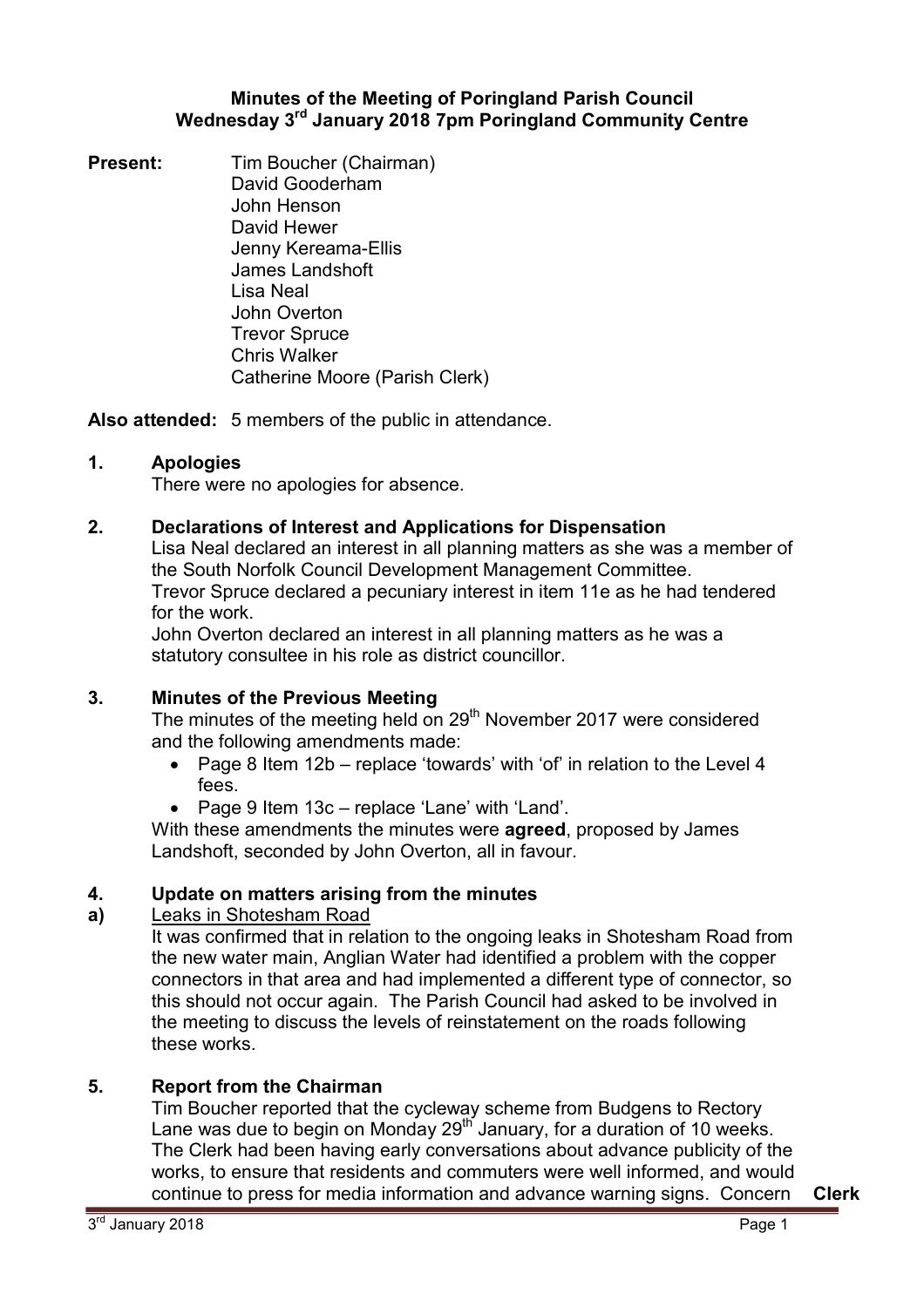# Minutes of the Meeting of Poringland Parish Council
## Wednesday 3rd January 2018 7pm Poringland Community Centre

**Present:** Tim Boucher (Chairman)
David Gooderham
John Henson
David Hewer
Jenny Kereama-Ellis
James Landshoft
Lisa Neal
John Overton
Trevor Spruce
Chris Walker
Catherine Moore (Parish Clerk)

**Also attended:** 5 members of the public in attendance.

### 1. Apologies

There were no apologies for absence.

### 2. Declarations of Interest and Applications for Dispensation

Lisa Neal declared an interest in all planning matters as she was a member of the South Norfolk Council Development Management Committee.
Trevor Spruce declared a pecuniary interest in item 11e as he had tendered for the work.
John Overton declared an interest in all planning matters as he was a statutory consultee in his role as district councillor.

### 3. Minutes of the Previous Meeting

The minutes of the meeting held on 29th November 2017 were considered and the following amendments made:

- Page 8 Item 12b – replace 'towards' with 'of' in relation to the Level 4 fees.
- Page 9 Item 13c – replace 'Lane' with 'Land'.

With these amendments the minutes were **agreed**, proposed by James Landshoft, seconded by John Overton, all in favour.

### 4. Update on matters arising from the minutes

**a)** Leaks in Shotesham Road

It was confirmed that in relation to the ongoing leaks in Shotesham Road from the new water main, Anglian Water had identified a problem with the copper connectors in that area and had implemented a different type of connector, so this should not occur again. The Parish Council had asked to be involved in the meeting to discuss the levels of reinstatement on the roads following these works.

### 5. Report from the Chairman

Tim Boucher reported that the cycleway scheme from Budgens to Rectory Lane was due to begin on Monday 29th January, for a duration of 10 weeks. The Clerk had been having early conversations about advance publicity of the works, to ensure that residents and commuters were well informed, and would continue to press for media information and advance warning signs. Concern **Clerk**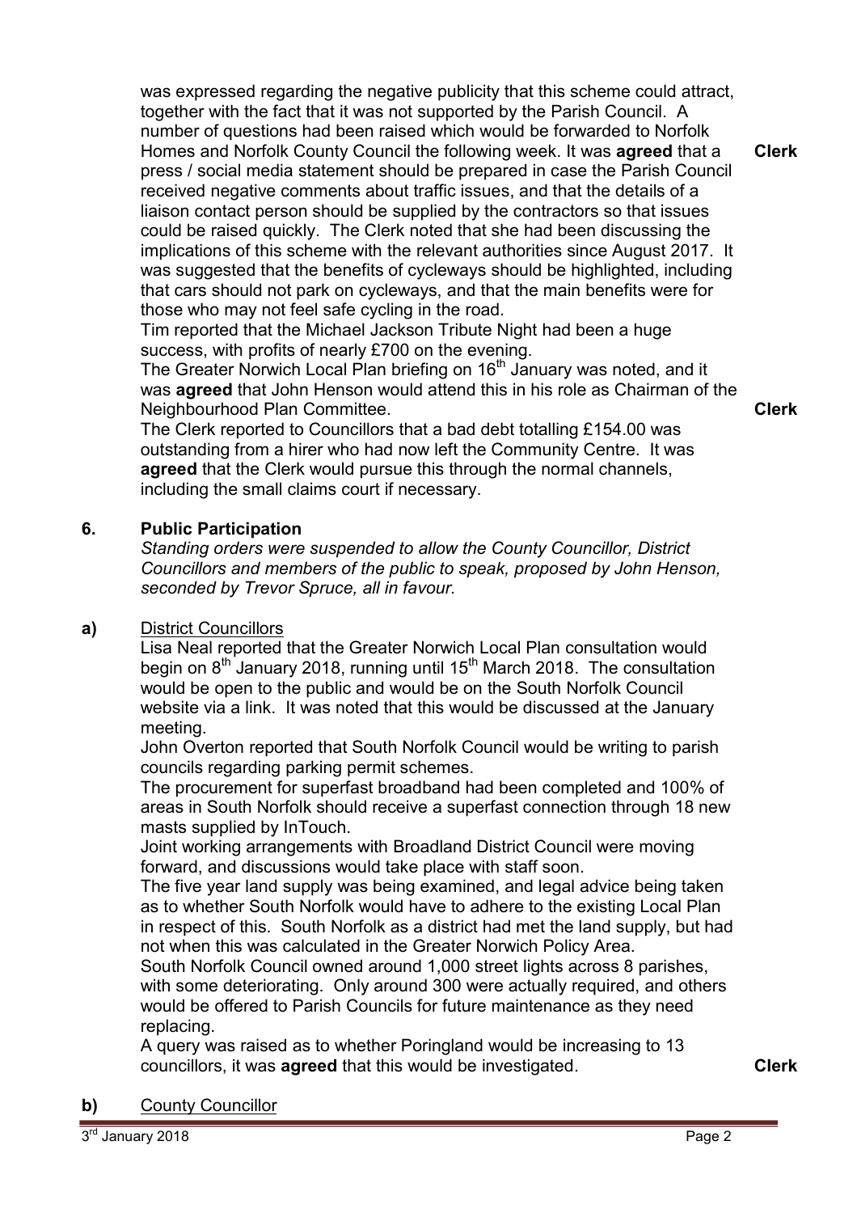was expressed regarding the negative publicity that this scheme could attract, together with the fact that it was not supported by the Parish Council. A number of questions had been raised which would be forwarded to Norfolk Homes and Norfolk County Council the following week. It was **agreed** that a press / social media statement should be prepared in case the Parish Council received negative comments about traffic issues, and that the details of a liaison contact person should be supplied by the contractors so that issues could be raised quickly. The Clerk noted that she had been discussing the implications of this scheme with the relevant authorities since August 2017. It was suggested that the benefits of cycleways should be highlighted, including that cars should not park on cycleways, and that the main benefits were for those who may not feel safe cycling in the road. **Clerk**

Tim reported that the Michael Jackson Tribute Night had been a huge success, with profits of nearly £700 on the evening.

The Greater Norwich Local Plan briefing on 16th January was noted, and it was **agreed** that John Henson would attend this in his role as Chairman of the Neighbourhood Plan Committee. **Clerk**

The Clerk reported to Councillors that a bad debt totalling £154.00 was outstanding from a hirer who had now left the Community Centre. It was **agreed** that the Clerk would pursue this through the normal channels, including the small claims court if necessary.

## 6. Public Participation

*Standing orders were suspended to allow the County Councillor, District Councillors and members of the public to speak, proposed by John Henson, seconded by Trevor Spruce, all in favour.*

### a) District Councillors

Lisa Neal reported that the Greater Norwich Local Plan consultation would begin on 8th January 2018, running until 15th March 2018. The consultation would be open to the public and would be on the South Norfolk Council website via a link. It was noted that this would be discussed at the January meeting.

John Overton reported that South Norfolk Council would be writing to parish councils regarding parking permit schemes.

The procurement for superfast broadband had been completed and 100% of areas in South Norfolk should receive a superfast connection through 18 new masts supplied by InTouch.

Joint working arrangements with Broadland District Council were moving forward, and discussions would take place with staff soon.

The five year land supply was being examined, and legal advice being taken as to whether South Norfolk would have to adhere to the existing Local Plan in respect of this. South Norfolk as a district had met the land supply, but had not when this was calculated in the Greater Norwich Policy Area.

South Norfolk Council owned around 1,000 street lights across 8 parishes, with some deteriorating. Only around 300 were actually required, and others would be offered to Parish Councils for future maintenance as they need replacing.

A query was raised as to whether Poringland would be increasing to 13 councillors, it was **agreed** that this would be investigated. **Clerk**

### b) County Councillor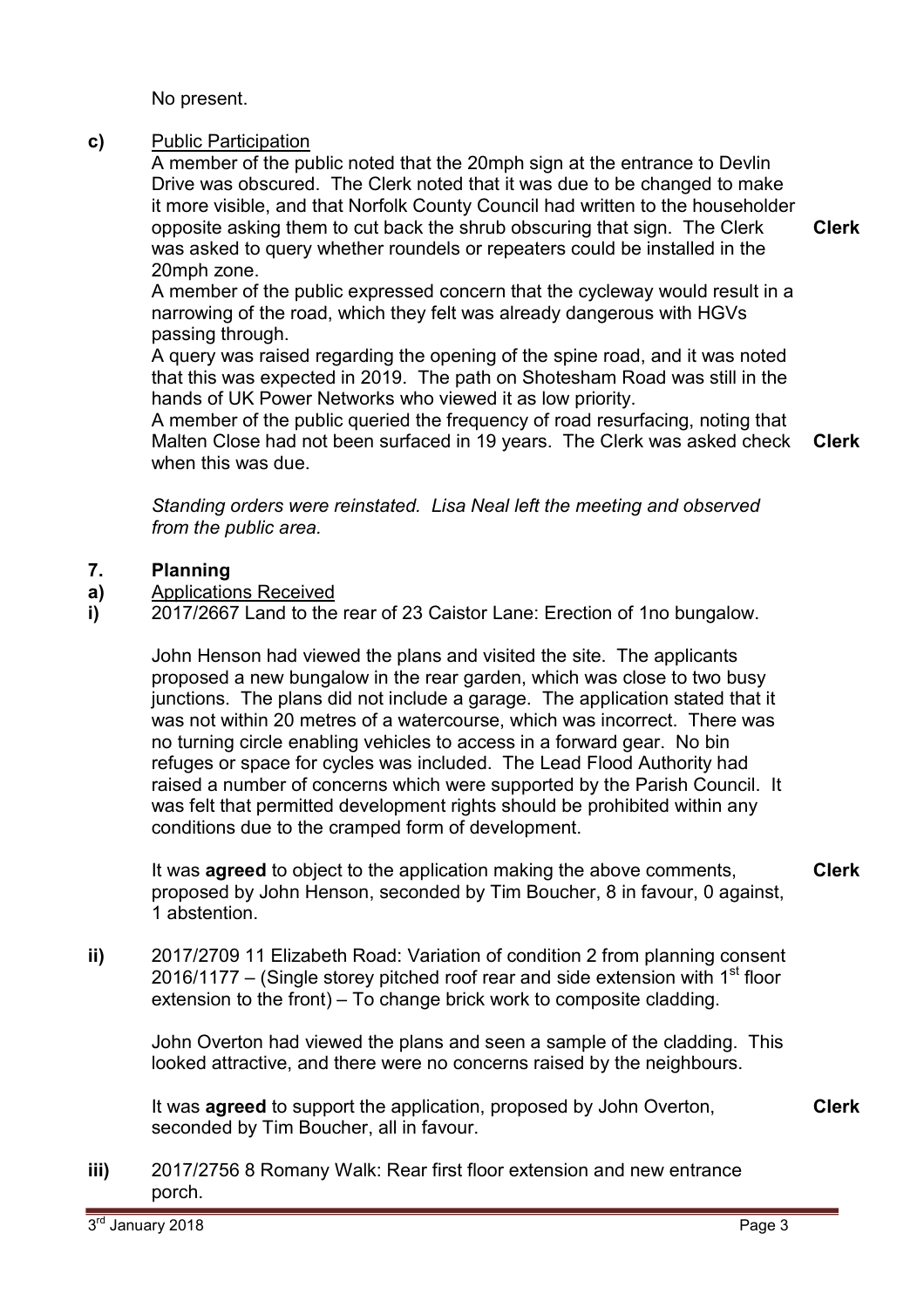No present.

**c)** <u>Public Participation</u>

A member of the public noted that the 20mph sign at the entrance to Devlin Drive was obscured. The Clerk noted that it was due to be changed to make it more visible, and that Norfolk County Council had written to the householder opposite asking them to cut back the shrub obscuring that sign. The Clerk was asked to query whether roundels or repeaters could be installed in the 20mph zone. **Clerk**

A member of the public expressed concern that the cycleway would result in a narrowing of the road, which they felt was already dangerous with HGVs passing through.

A query was raised regarding the opening of the spine road, and it was noted that this was expected in 2019. The path on Shotesham Road was still in the hands of UK Power Networks who viewed it as low priority.

A member of the public queried the frequency of road resurfacing, noting that Malten Close had not been surfaced in 19 years. The Clerk was asked check when this was due. **Clerk**

*Standing orders were reinstated. Lisa Neal left the meeting and observed from the public area.*

## 7. Planning

**a)** <u>Applications Received</u>

**i)** 2017/2667 Land to the rear of 23 Caistor Lane: Erection of 1no bungalow.

John Henson had viewed the plans and visited the site. The applicants proposed a new bungalow in the rear garden, which was close to two busy junctions. The plans did not include a garage. The application stated that it was not within 20 metres of a watercourse, which was incorrect. There was no turning circle enabling vehicles to access in a forward gear. No bin refuges or space for cycles was included. The Lead Flood Authority had raised a number of concerns which were supported by the Parish Council. It was felt that permitted development rights should be prohibited within any conditions due to the cramped form of development.

It was **agreed** to object to the application making the above comments, proposed by John Henson, seconded by Tim Boucher, 8 in favour, 0 against, 1 abstention. **Clerk**

**ii)** 2017/2709 11 Elizabeth Road: Variation of condition 2 from planning consent 2016/1177 – (Single storey pitched roof rear and side extension with 1st floor extension to the front) – To change brick work to composite cladding.

John Overton had viewed the plans and seen a sample of the cladding. This looked attractive, and there were no concerns raised by the neighbours.

It was **agreed** to support the application, proposed by John Overton, seconded by Tim Boucher, all in favour. **Clerk**

**iii)** 2017/2756 8 Romany Walk: Rear first floor extension and new entrance porch.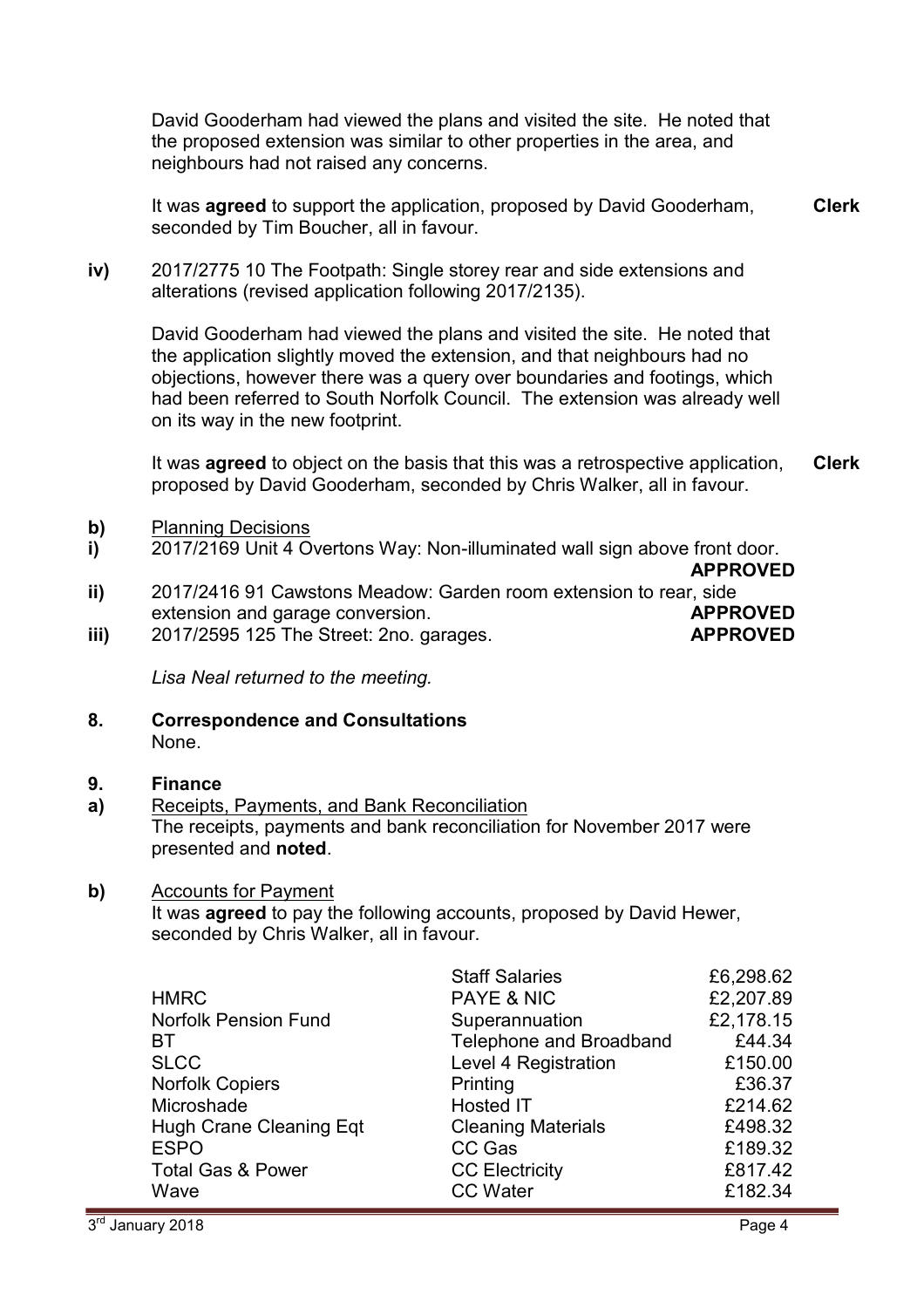David Gooderham had viewed the plans and visited the site. He noted that the proposed extension was similar to other properties in the area, and neighbours had not raised any concerns.

It was **agreed** to support the application, proposed by David Gooderham, seconded by Tim Boucher, all in favour. **Clerk**

**iv)** 2017/2775 10 The Footpath: Single storey rear and side extensions and alterations (revised application following 2017/2135).

David Gooderham had viewed the plans and visited the site. He noted that the application slightly moved the extension, and that neighbours had no objections, however there was a query over boundaries and footings, which had been referred to South Norfolk Council. The extension was already well on its way in the new footprint.

It was **agreed** to object on the basis that this was a retrospective application, proposed by David Gooderham, seconded by Chris Walker, all in favour. **Clerk**

**b)** Planning Decisions

**i)** 2017/2169 Unit 4 Overtons Way: Non-illuminated wall sign above front door. **APPROVED**

**ii)** 2017/2416 91 Cawstons Meadow: Garden room extension to rear, side extension and garage conversion. **APPROVED**

**iii)** 2017/2595 125 The Street: 2no. garages. **APPROVED**

*Lisa Neal returned to the meeting.*

**8. Correspondence and Consultations**

None.

**9. Finance**

**a)** Receipts, Payments, and Bank Reconciliation

The receipts, payments and bank reconciliation for November 2017 were presented and **noted**.

**b)** Accounts for Payment

It was **agreed** to pay the following accounts, proposed by David Hewer, seconded by Chris Walker, all in favour.

| | | |
|---|---|---|
| | Staff Salaries | £6,298.62 |
| HMRC | PAYE & NIC | £2,207.89 |
| Norfolk Pension Fund | Superannuation | £2,178.15 |
| BT | Telephone and Broadband | £44.34 |
| SLCC | Level 4 Registration | £150.00 |
| Norfolk Copiers | Printing | £36.37 |
| Microshade | Hosted IT | £214.62 |
| Hugh Crane Cleaning Eqt | Cleaning Materials | £498.32 |
| ESPO | CC Gas | £189.32 |
| Total Gas & Power | CC Electricity | £817.42 |
| Wave | CC Water | £182.34 |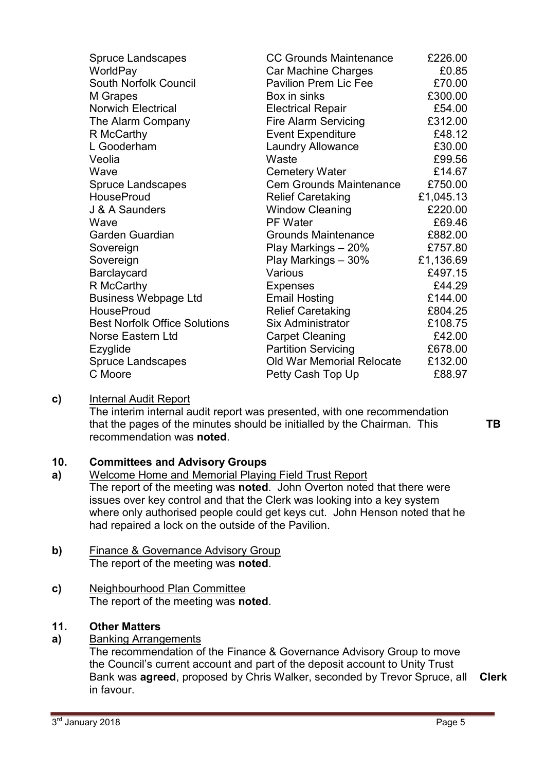| | | |
|---|---|---|
| Spruce Landscapes | CC Grounds Maintenance | £226.00 |
| WorldPay | Car Machine Charges | £0.85 |
| South Norfolk Council | Pavilion Prem Lic Fee | £70.00 |
| M Grapes | Box in sinks | £300.00 |
| Norwich Electrical | Electrical Repair | £54.00 |
| The Alarm Company | Fire Alarm Servicing | £312.00 |
| R McCarthy | Event Expenditure | £48.12 |
| L Gooderham | Laundry Allowance | £30.00 |
| Veolia | Waste | £99.56 |
| Wave | Cemetery Water | £14.67 |
| Spruce Landscapes | Cem Grounds Maintenance | £750.00 |
| HouseProud | Relief Caretaking | £1,045.13 |
| J & A Saunders | Window Cleaning | £220.00 |
| Wave | PF Water | £69.46 |
| Garden Guardian | Grounds Maintenance | £882.00 |
| Sovereign | Play Markings – 20% | £757.80 |
| Sovereign | Play Markings – 30% | £1,136.69 |
| Barclaycard | Various | £497.15 |
| R McCarthy | Expenses | £44.29 |
| Business Webpage Ltd | Email Hosting | £144.00 |
| HouseProud | Relief Caretaking | £804.25 |
| Best Norfolk Office Solutions | Six Administrator | £108.75 |
| Norse Eastern Ltd | Carpet Cleaning | £42.00 |
| Ezyglide | Partition Servicing | £678.00 |
| Spruce Landscapes | Old War Memorial Relocate | £132.00 |
| C Moore | Petty Cash Top Up | £88.97 |

**c)** Internal Audit Report

The interim internal audit report was presented, with one recommendation that the pages of the minutes should be initialled by the Chairman. This recommendation was **noted**. **TB**

## 10. Committees and Advisory Groups

**a)** Welcome Home and Memorial Playing Field Trust Report

The report of the meeting was **noted**. John Overton noted that there were issues over key control and that the Clerk was looking into a key system where only authorised people could get keys cut. John Henson noted that he had repaired a lock on the outside of the Pavilion.

**b)** Finance & Governance Advisory Group

The report of the meeting was **noted**.

**c)** Neighbourhood Plan Committee

The report of the meeting was **noted**.

## 11. Other Matters

**a)** Banking Arrangements

The recommendation of the Finance & Governance Advisory Group to move the Council's current account and part of the deposit account to Unity Trust Bank was **agreed**, proposed by Chris Walker, seconded by Trevor Spruce, all in favour. **Clerk**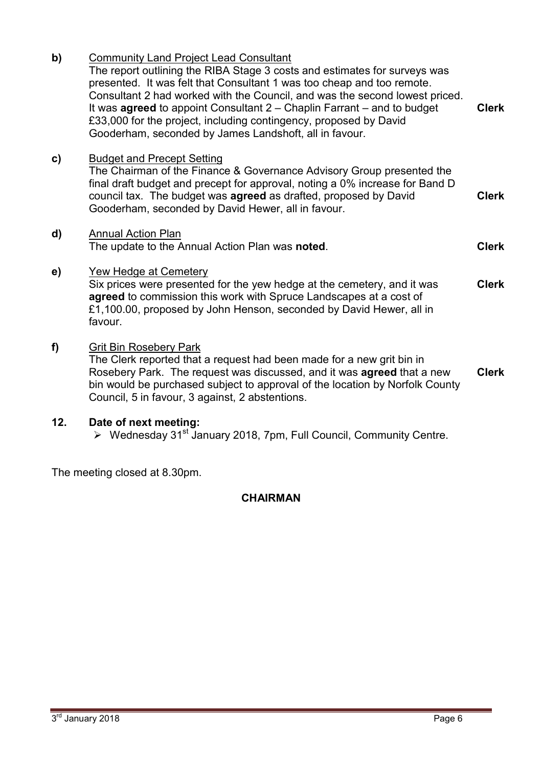**b)** <u>Community Land Project Lead Consultant</u>
The report outlining the RIBA Stage 3 costs and estimates for surveys was presented. It was felt that Consultant 1 was too cheap and too remote. Consultant 2 had worked with the Council, and was the second lowest priced. It was **agreed** to appoint Consultant 2 – Chaplin Farrant – and to budget £33,000 for the project, including contingency, proposed by David Gooderham, seconded by James Landshoft, all in favour. **Clerk**

**c)** <u>Budget and Precept Setting</u>
The Chairman of the Finance & Governance Advisory Group presented the final draft budget and precept for approval, noting a 0% increase for Band D council tax. The budget was **agreed** as drafted, proposed by David Gooderham, seconded by David Hewer, all in favour. **Clerk**

**d)** <u>Annual Action Plan</u>
The update to the Annual Action Plan was **noted**. **Clerk**

**e)** <u>Yew Hedge at Cemetery</u>
Six prices were presented for the yew hedge at the cemetery, and it was **agreed** to commission this work with Spruce Landscapes at a cost of £1,100.00, proposed by John Henson, seconded by David Hewer, all in favour. **Clerk**

**f)** <u>Grit Bin Rosebery Park</u>
The Clerk reported that a request had been made for a new grit bin in Rosebery Park. The request was discussed, and it was **agreed** that a new bin would be purchased subject to approval of the location by Norfolk County Council, 5 in favour, 3 against, 2 abstentions. **Clerk**

## 12. Date of next meeting:

- Wednesday 31st January 2018, 7pm, Full Council, Community Centre.

The meeting closed at 8.30pm.

**CHAIRMAN**